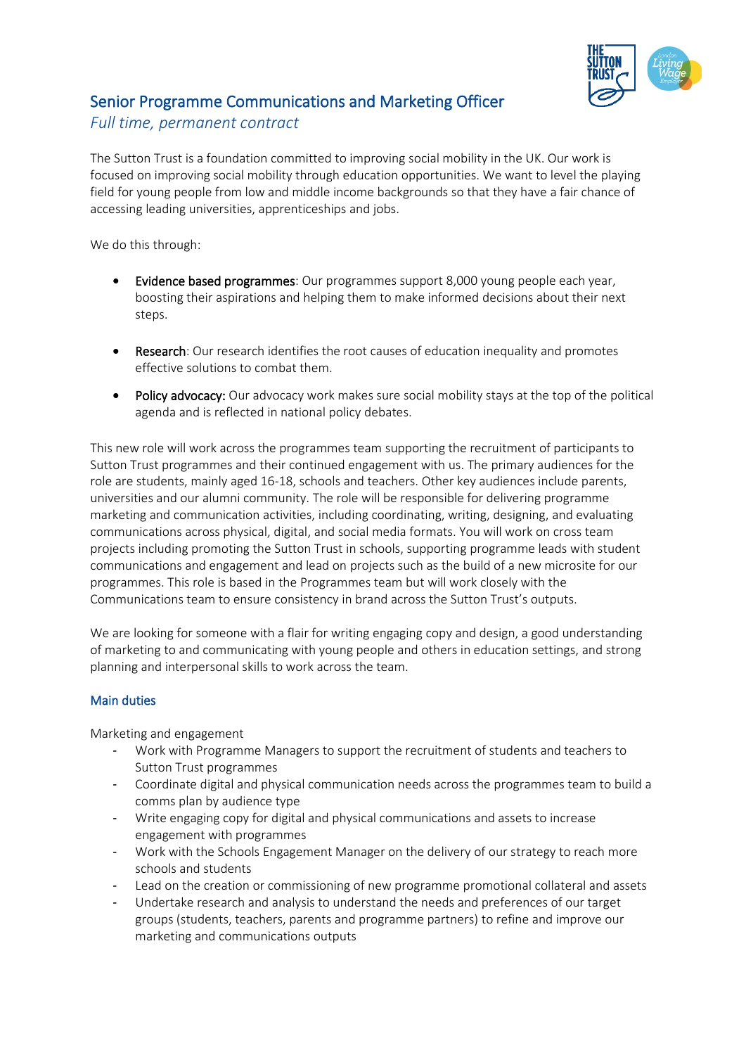# Senior Programme Communications and Marketing Officer

*Full time, permanent contract*

The Sutton Trust is a foundation committed to improving social mobility in the UK. Our work is focused on improving social mobility through education opportunities. We want to level the playing field for young people from low and middle income backgrounds so that they have a fair chance of accessing leading universities, apprenticeships and jobs.

We do this through:

- **Evidence based programmes**: Our programmes support 8,000 young people each year, boosting their aspirations and helping them to make informed decisions about their next steps.
- **Research**: Our research identifies the root causes of education inequality and promotes effective solutions to combat them.
- **Policy advocacy:** Our advocacy work makes sure social mobility stays at the top of the political agenda and is reflected in national policy debates.

This new role will work across the programmes team supporting the recruitment of participants to Sutton Trust programmes and their continued engagement with us. The primary audiences for the role are students, mainly aged 16-18, schools and teachers. Other key audiences include parents, universities and our alumni community. The role will be responsible for delivering programme marketing and communication activities, including coordinating, writing, designing, and evaluating communications across physical, digital, and social media formats. You will work on cross team projects including promoting the Sutton Trust in schools, supporting programme leads with student communications and engagement and lead on projects such as the build of a new microsite for our programmes. This role is based in the Programmes team but will work closely with the Communications team to ensure consistency in brand across the Sutton Trust's outputs.

We are looking for someone with a flair for writing engaging copy and design, a good understanding of marketing to and communicating with young people and others in education settings, and strong planning and interpersonal skills to work across the team.

## Main duties

Marketing and engagement

- Work with Programme Managers to support the recruitment of students and teachers to Sutton Trust programmes
- Coordinate digital and physical communication needs across the programmes team to build a comms plan by audience type
- Write engaging copy for digital and physical communications and assets to increase engagement with programmes
- Work with the Schools Engagement Manager on the delivery of our strategy to reach more schools and students
- Lead on the creation or commissioning of new programme promotional collateral and assets
- Undertake research and analysis to understand the needs and preferences of our target groups (students, teachers, parents and programme partners) to refine and improve our marketing and communications outputs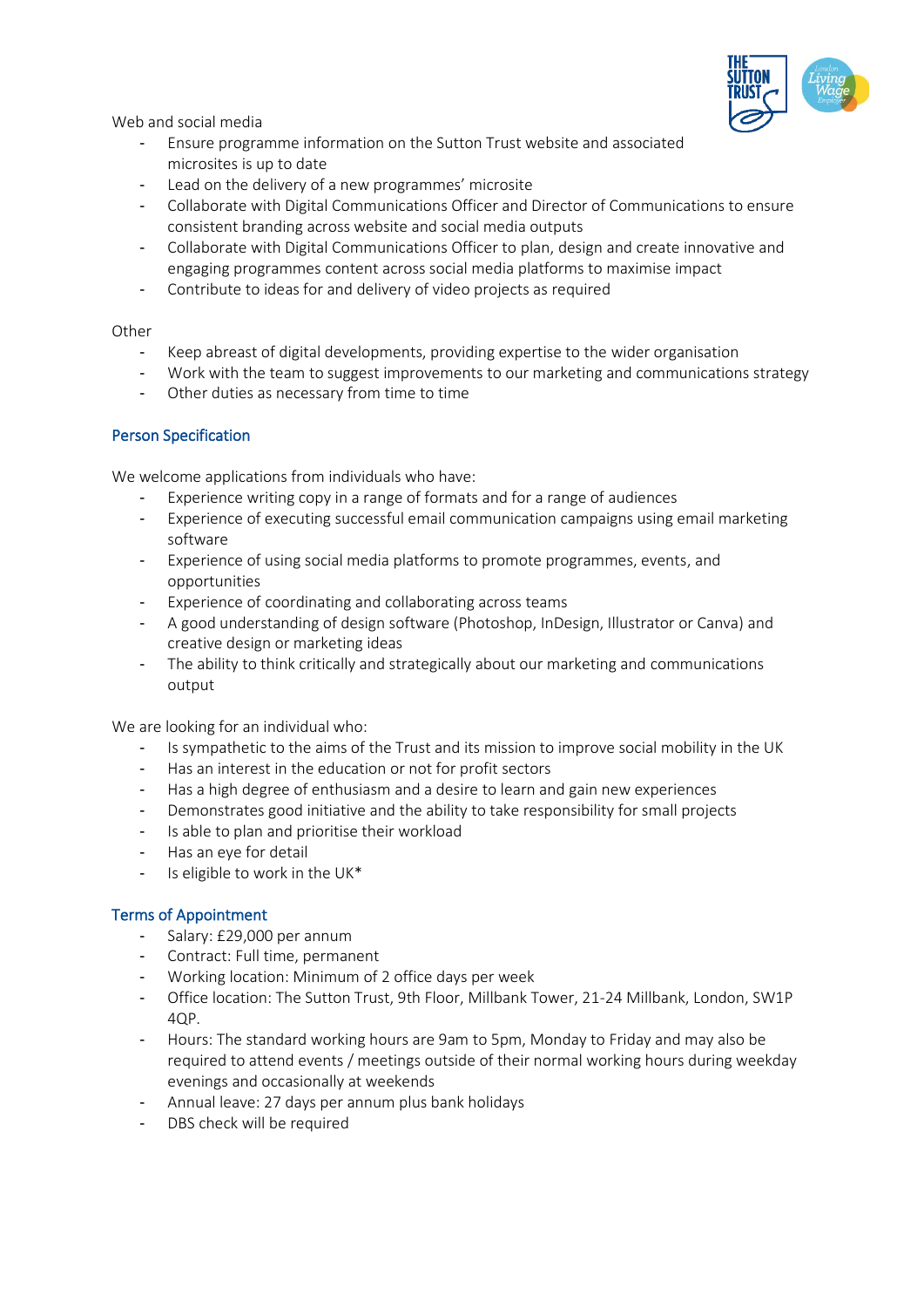Web and social media

- Ensure programme information on the Sutton Trust website and associated microsites is up to date
- Lead on the delivery of a new programmes' microsite
- Collaborate with Digital Communications Officer and Director of Communications to ensure consistent branding across website and social media outputs
- Collaborate with Digital Communications Officer to plan, design and create innovative and engaging programmes content across social media platforms to maximise impact
- Contribute to ideas for and delivery of video projects as required

Other

- Keep abreast of digital developments, providing expertise to the wider organisation
- Work with the team to suggest improvements to our marketing and communications strategy
- Other duties as necessary from time to time

## Person Specification

We welcome applications from individuals who have:

- Experience writing copy in a range of formats and for a range of audiences
- Experience of executing successful email communication campaigns using email marketing software
- Experience of using social media platforms to promote programmes, events, and opportunities
- Experience of coordinating and collaborating across teams
- A good understanding of design software (Photoshop, InDesign, Illustrator or Canva) and creative design or marketing ideas
- The ability to think critically and strategically about our marketing and communications output

We are looking for an individual who:

- Is sympathetic to the aims of the Trust and its mission to improve social mobility in the UK
- Has an interest in the education or not for profit sectors
- Has a high degree of enthusiasm and a desire to learn and gain new experiences
- Demonstrates good initiative and the ability to take responsibility for small projects
- Is able to plan and prioritise their workload
- Has an eye for detail
- Is eligible to work in the UK*

## Terms of Appointment

- Salary: £29,000 per annum
- Contract: Full time, permanent
- Working location: Minimum of 2 office days per week
- Office location: The Sutton Trust, 9th Floor, Millbank Tower, 21-24 Millbank, London, SW1P 4QP.
- Hours: The standard working hours are 9am to 5pm, Monday to Friday and may also be required to attend events / meetings outside of their normal working hours during weekday evenings and occasionally at weekends
- Annual leave: 27 days per annum plus bank holidays
- DBS check will be required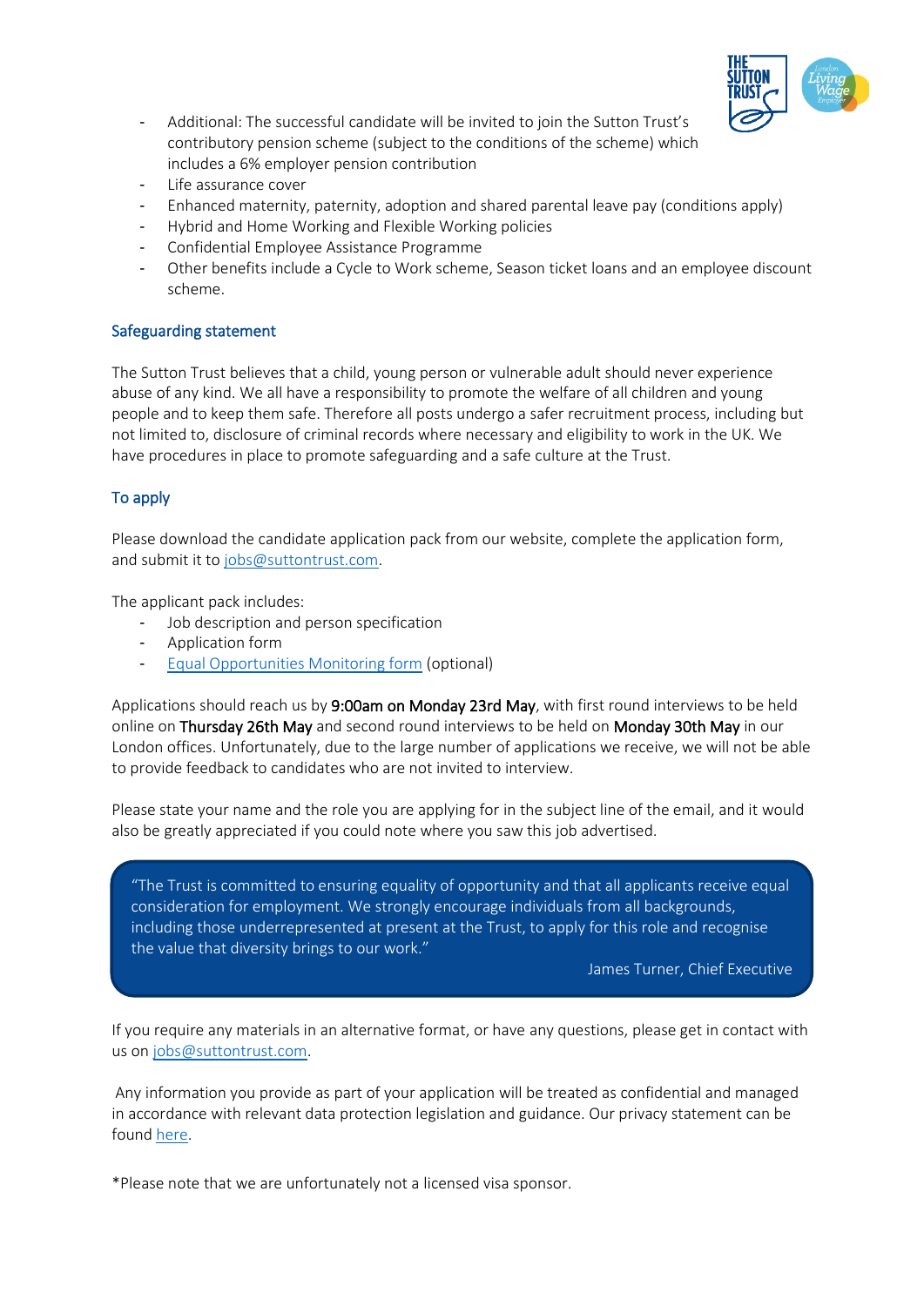- Additional: The successful candidate will be invited to join the Sutton Trust's contributory pension scheme (subject to the conditions of the scheme) which includes a 6% employer pension contribution
- Life assurance cover
- Enhanced maternity, paternity, adoption and shared parental leave pay (conditions apply)
- Hybrid and Home Working and Flexible Working policies
- Confidential Employee Assistance Programme
- Other benefits include a Cycle to Work scheme, Season ticket loans and an employee discount scheme.

## Safeguarding statement

The Sutton Trust believes that a child, young person or vulnerable adult should never experience abuse of any kind. We all have a responsibility to promote the welfare of all children and young people and to keep them safe. Therefore all posts undergo a safer recruitment process, including but not limited to, disclosure of criminal records where necessary and eligibility to work in the UK. We have procedures in place to promote safeguarding and a safe culture at the Trust.

## To apply

Please download the candidate application pack from our website, complete the application form, and submit it to jobs@suttontrust.com.

The applicant pack includes:

- Job description and person specification
- Application form
- Equal Opportunities Monitoring form (optional)

Applications should reach us by 9:00am on Monday 23rd May, with first round interviews to be held online on Thursday 26th May and second round interviews to be held on Monday 30th May in our London offices. Unfortunately, due to the large number of applications we receive, we will not be able to provide feedback to candidates who are not invited to interview.

Please state your name and the role you are applying for in the subject line of the email, and it would also be greatly appreciated if you could note where you saw this job advertised.

> "The Trust is committed to ensuring equality of opportunity and that all applicants receive equal consideration for employment. We strongly encourage individuals from all backgrounds, including those underrepresented at present at the Trust, to apply for this role and recognise the value that diversity brings to our work."
>
> James Turner, Chief Executive

If you require any materials in an alternative format, or have any questions, please get in contact with us on jobs@suttontrust.com.

Any information you provide as part of your application will be treated as confidential and managed in accordance with relevant data protection legislation and guidance. Our privacy statement can be found here.

*Please note that we are unfortunately not a licensed visa sponsor.